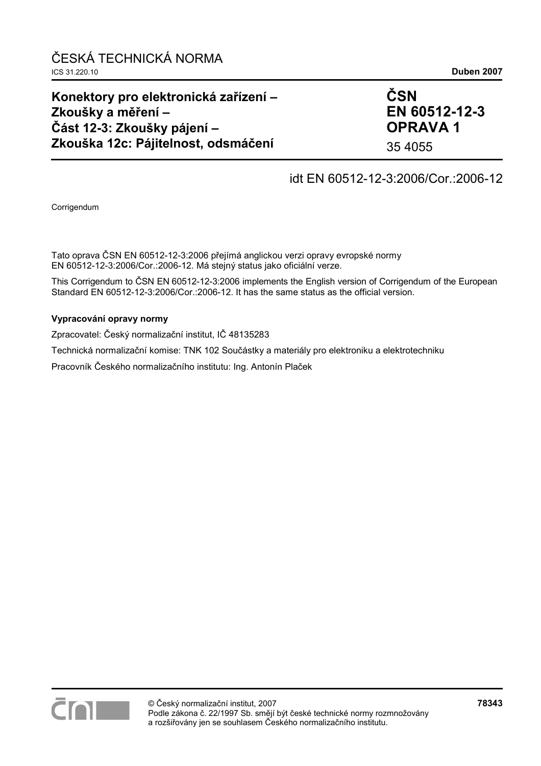ČESKÁ TECHNICKÁ NORMA

ICS 31.220.10 **Duben 2007**

**Konektory pro elektronická zařízení – Zkoušky a měření – Část 12-3: Zkoušky pájení – Zkouška 12c: Pájitelnost, odsmáčení**

**ČSN EN 60512-12-3 OPRAVA 1**

35 4055

idt EN 60512-12-3:2006/Cor.:2006-12

Corrigendum

Tato oprava ČSN EN 60512-12-3:2006 přejímá anglickou verzi opravy evropské normy EN 60512-12-3:2006/Cor.:2006-12. Má stejný status jako oficiální verze.

This Corrigendum to ČSN EN 60512-12-3:2006 implements the English version of Corrigendum of the European Standard EN 60512-12-3:2006/Cor.:2006-12. It has the same status as the official version.

**Vypracování opravy normy**

Zpracovatel: Český normalizační institut, IČ 48135283

Technická normalizační komise: TNK 102 Součástky a materiály pro elektroniku a elektrotechniku

Pracovník Českého normalizačního institutu: Ing. Antonín Plaček

© Český normalizační institut, 2007
Podle zákona č. 22/1997 Sb. smějí být české technické normy rozmnožovány a rozšiřovány jen se souhlasem Českého normalizačního institutu.

**78343**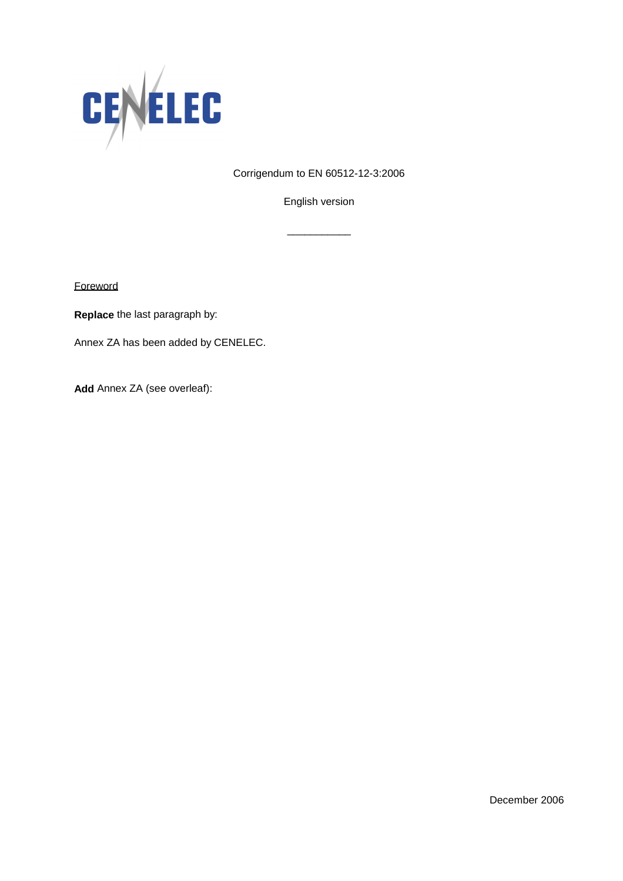CENELEC

Corrigendum to EN 60512-12-3:2006

English version

___________

Foreword

**Replace** the last paragraph by:

Annex ZA has been added by CENELEC.

**Add** Annex ZA (see overleaf):

December 2006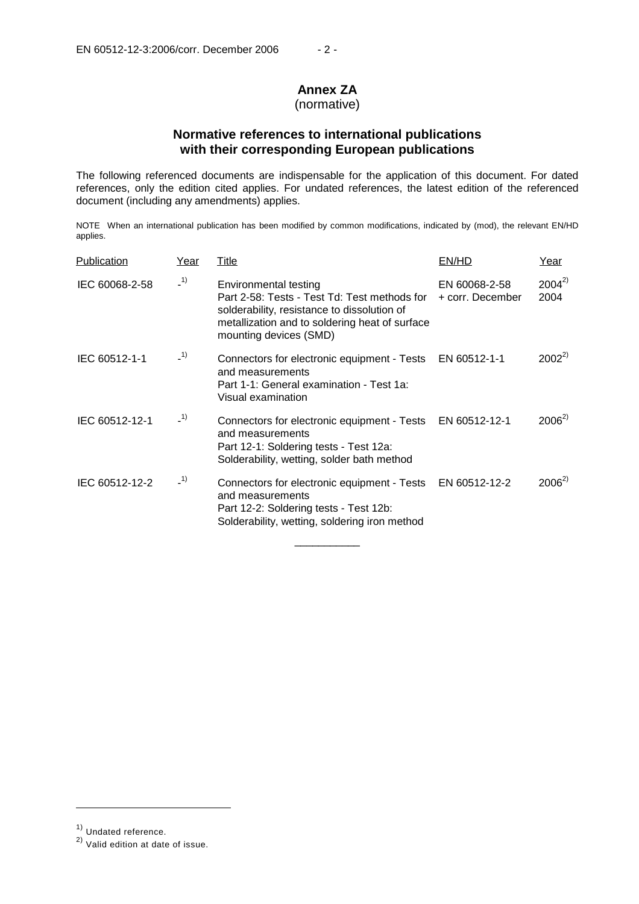# Annex ZA
(normative)

## Normative references to international publications with their corresponding European publications

The following referenced documents are indispensable for the application of this document. For dated references, only the edition cited applies. For undated references, the latest edition of the referenced document (including any amendments) applies.

NOTE When an international publication has been modified by common modifications, indicated by (mod), the relevant EN/HD applies.

| Publication | Year | Title | EN/HD | Year |
|---|---|---|---|---|
| IEC 60068-2-58 | -[1] | Environmental testing<br>Part 2-58: Tests - Test Td: Test methods for solderability, resistance to dissolution of metallization and to soldering heat of surface mounting devices (SMD) | EN 60068-2-58<br>+ corr. December | 2004[2]<br>2004 |
| IEC 60512-1-1 | -[1] | Connectors for electronic equipment - Tests and measurements<br>Part 1-1: General examination - Test 1a: Visual examination | EN 60512-1-1 | 2002[2] |
| IEC 60512-12-1 | -[1] | Connectors for electronic equipment - Tests and measurements<br>Part 12-1: Soldering tests - Test 12a: Solderability, wetting, solder bath method | EN 60512-12-1 | 2006[2] |
| IEC 60512-12-2 | -[1] | Connectors for electronic equipment - Tests and measurements<br>Part 12-2: Soldering tests - Test 12b: Solderability, wetting, soldering iron method | EN 60512-12-2 | 2006[2] |

[1] Undated reference.

[2] Valid edition at date of issue.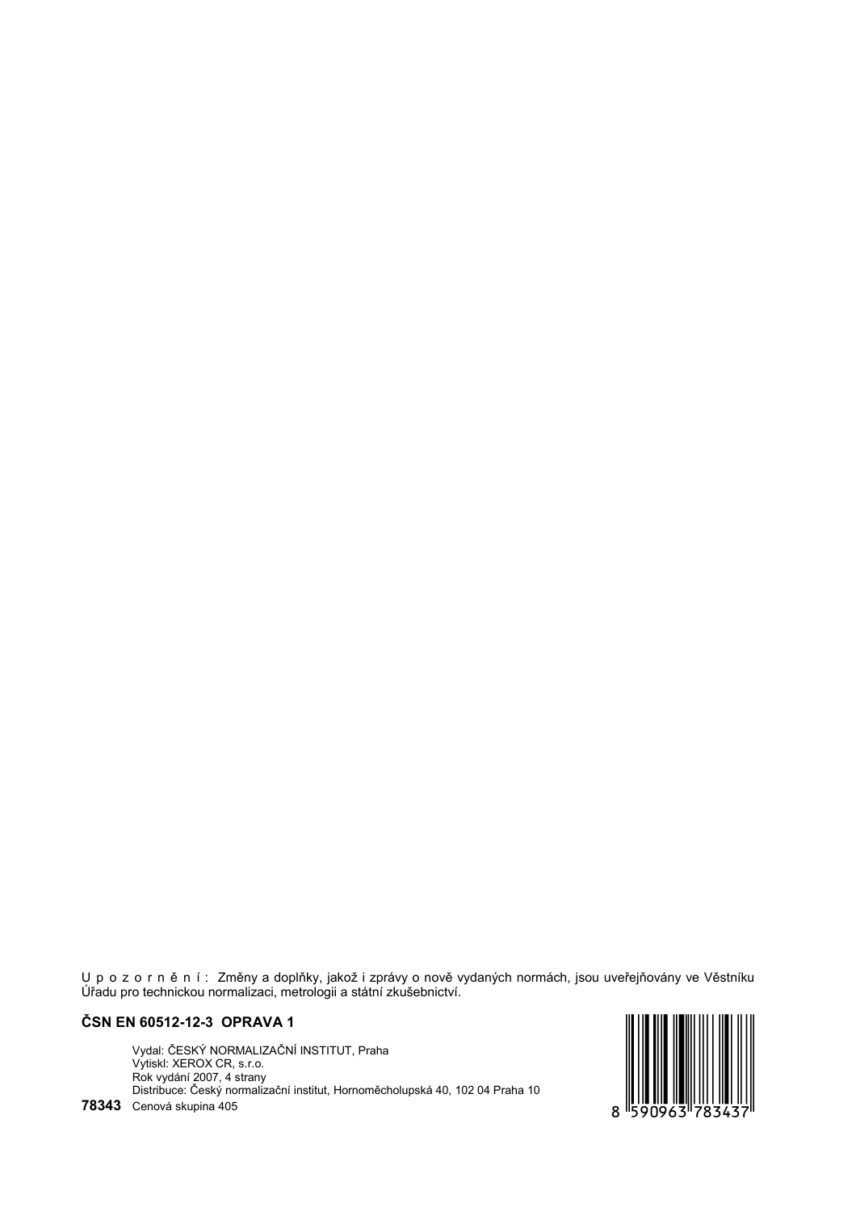U p o z o r n ě n í : Změny a doplňky, jakož i zprávy o nově vydaných normách, jsou uveřejňovány ve Věstníku Úřadu pro technickou normalizaci, metrologii a státní zkušebnictví.

**ČSN EN 60512-12-3 OPRAVA 1**

Vydal: ČESKÝ NORMALIZAČNÍ INSTITUT, Praha
Vytiskl: XEROX CR, s.r.o.
Rok vydání 2007, 4 strany
Distribuce: Český normalizační institut, Hornoměcholupská 40, 102 04 Praha 10

**78343** Cenová skupina 405

8 590963 783437